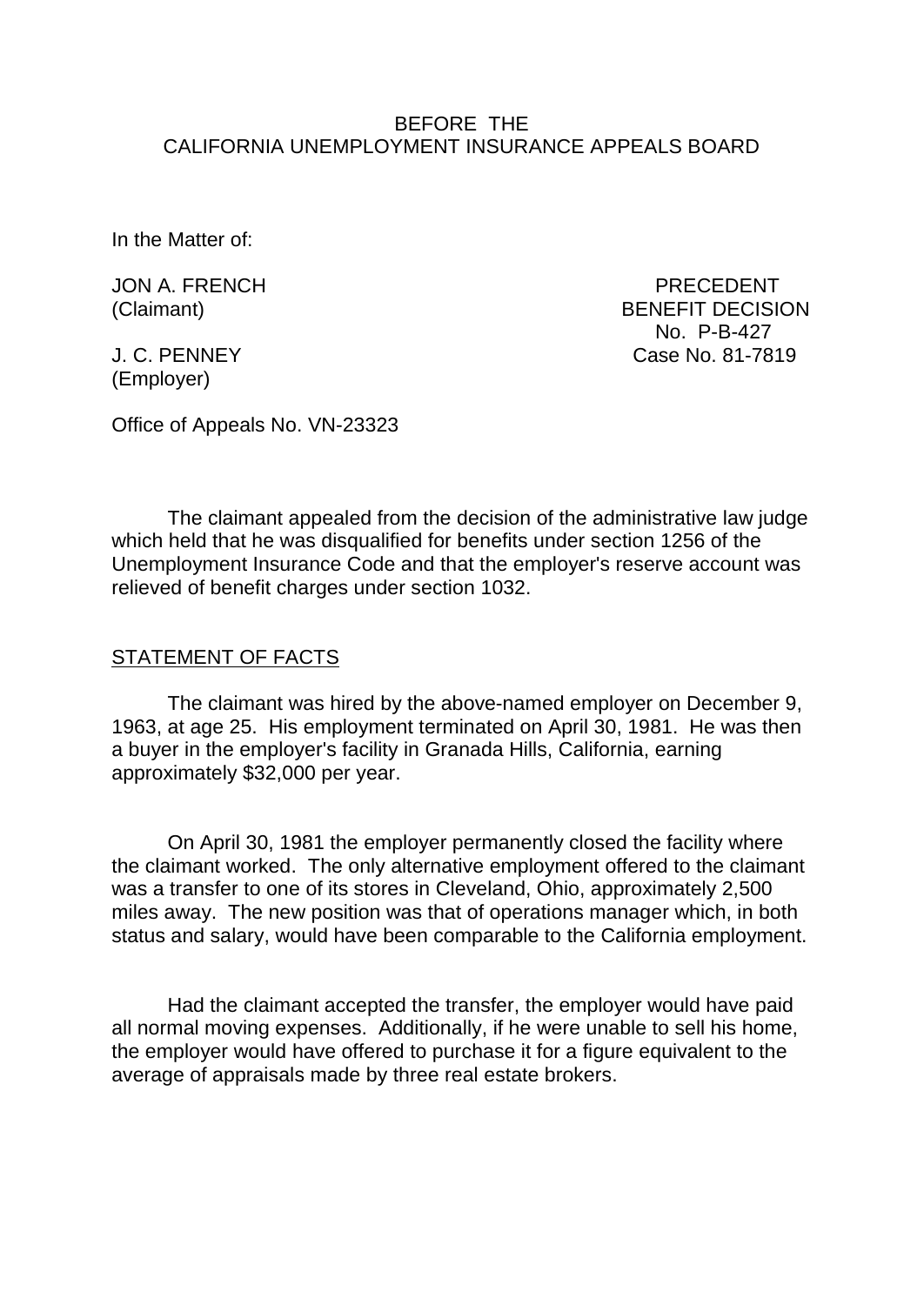BEFORE THE
CALIFORNIA UNEMPLOYMENT INSURANCE APPEALS BOARD

In the Matter of:

| | |
|---|---|
| JON A. FRENCH (Claimant) | PRECEDENT BENEFIT DECISION No. P-B-427 |
| J. C. PENNEY (Employer) | Case No. 81-7819 |

Office of Appeals No. VN-23323

The claimant appealed from the decision of the administrative law judge which held that he was disqualified for benefits under section 1256 of the Unemployment Insurance Code and that the employer's reserve account was relieved of benefit charges under section 1032.

## STATEMENT OF FACTS

The claimant was hired by the above-named employer on December 9, 1963, at age 25. His employment terminated on April 30, 1981. He was then a buyer in the employer's facility in Granada Hills, California, earning approximately $32,000 per year.

On April 30, 1981 the employer permanently closed the facility where the claimant worked. The only alternative employment offered to the claimant was a transfer to one of its stores in Cleveland, Ohio, approximately 2,500 miles away. The new position was that of operations manager which, in both status and salary, would have been comparable to the California employment.

Had the claimant accepted the transfer, the employer would have paid all normal moving expenses. Additionally, if he were unable to sell his home, the employer would have offered to purchase it for a figure equivalent to the average of appraisals made by three real estate brokers.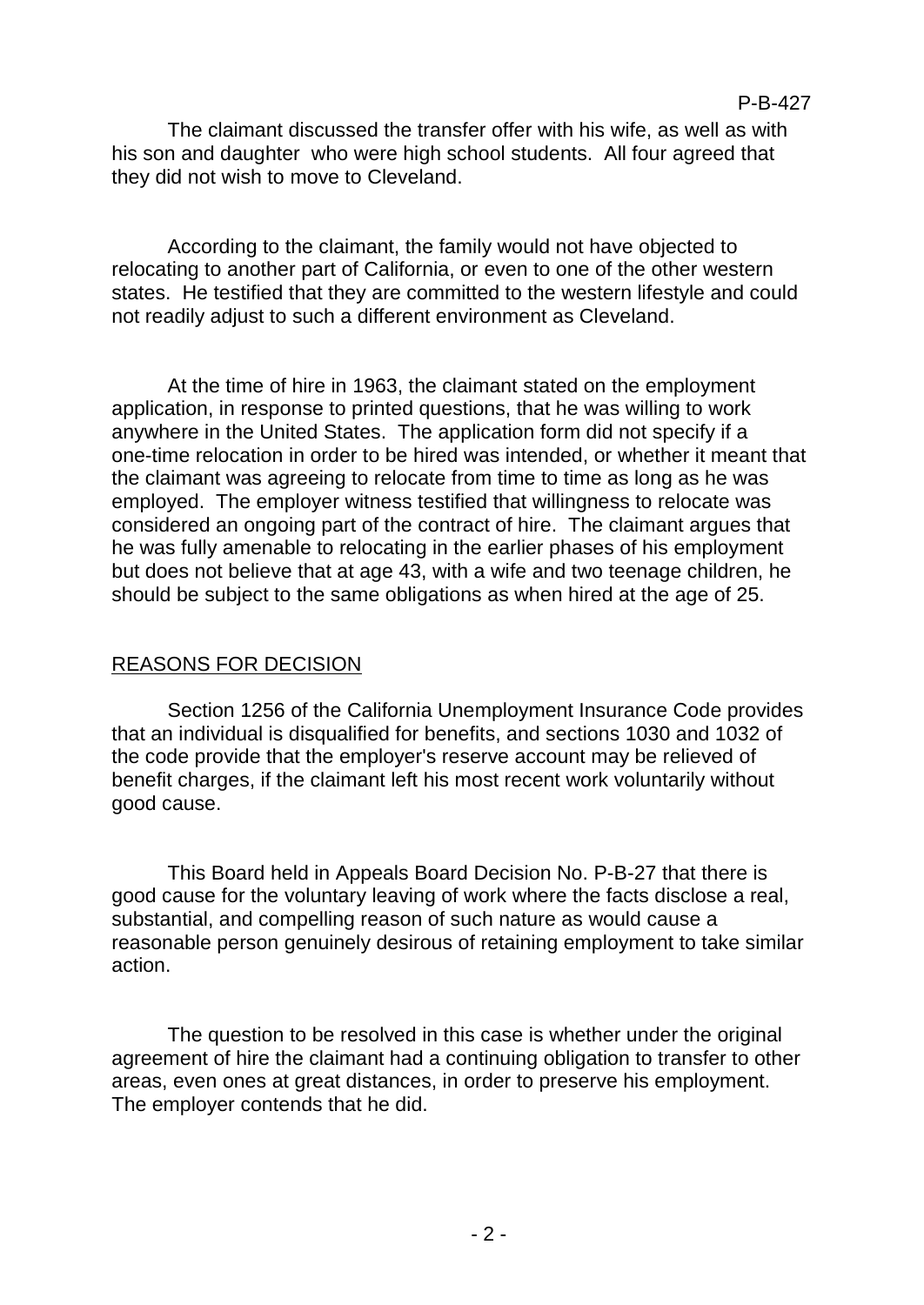The claimant discussed the transfer offer with his wife, as well as with his son and daughter who were high school students. All four agreed that they did not wish to move to Cleveland.

According to the claimant, the family would not have objected to relocating to another part of California, or even to one of the other western states. He testified that they are committed to the western lifestyle and could not readily adjust to such a different environment as Cleveland.

At the time of hire in 1963, the claimant stated on the employment application, in response to printed questions, that he was willing to work anywhere in the United States. The application form did not specify if a one-time relocation in order to be hired was intended, or whether it meant that the claimant was agreeing to relocate from time to time as long as he was employed. The employer witness testified that willingness to relocate was considered an ongoing part of the contract of hire. The claimant argues that he was fully amenable to relocating in the earlier phases of his employment but does not believe that at age 43, with a wife and two teenage children, he should be subject to the same obligations as when hired at the age of 25.

## REASONS FOR DECISION

Section 1256 of the California Unemployment Insurance Code provides that an individual is disqualified for benefits, and sections 1030 and 1032 of the code provide that the employer's reserve account may be relieved of benefit charges, if the claimant left his most recent work voluntarily without good cause.

This Board held in Appeals Board Decision No. P-B-27 that there is good cause for the voluntary leaving of work where the facts disclose a real, substantial, and compelling reason of such nature as would cause a reasonable person genuinely desirous of retaining employment to take similar action.

The question to be resolved in this case is whether under the original agreement of hire the claimant had a continuing obligation to transfer to other areas, even ones at great distances, in order to preserve his employment. The employer contends that he did.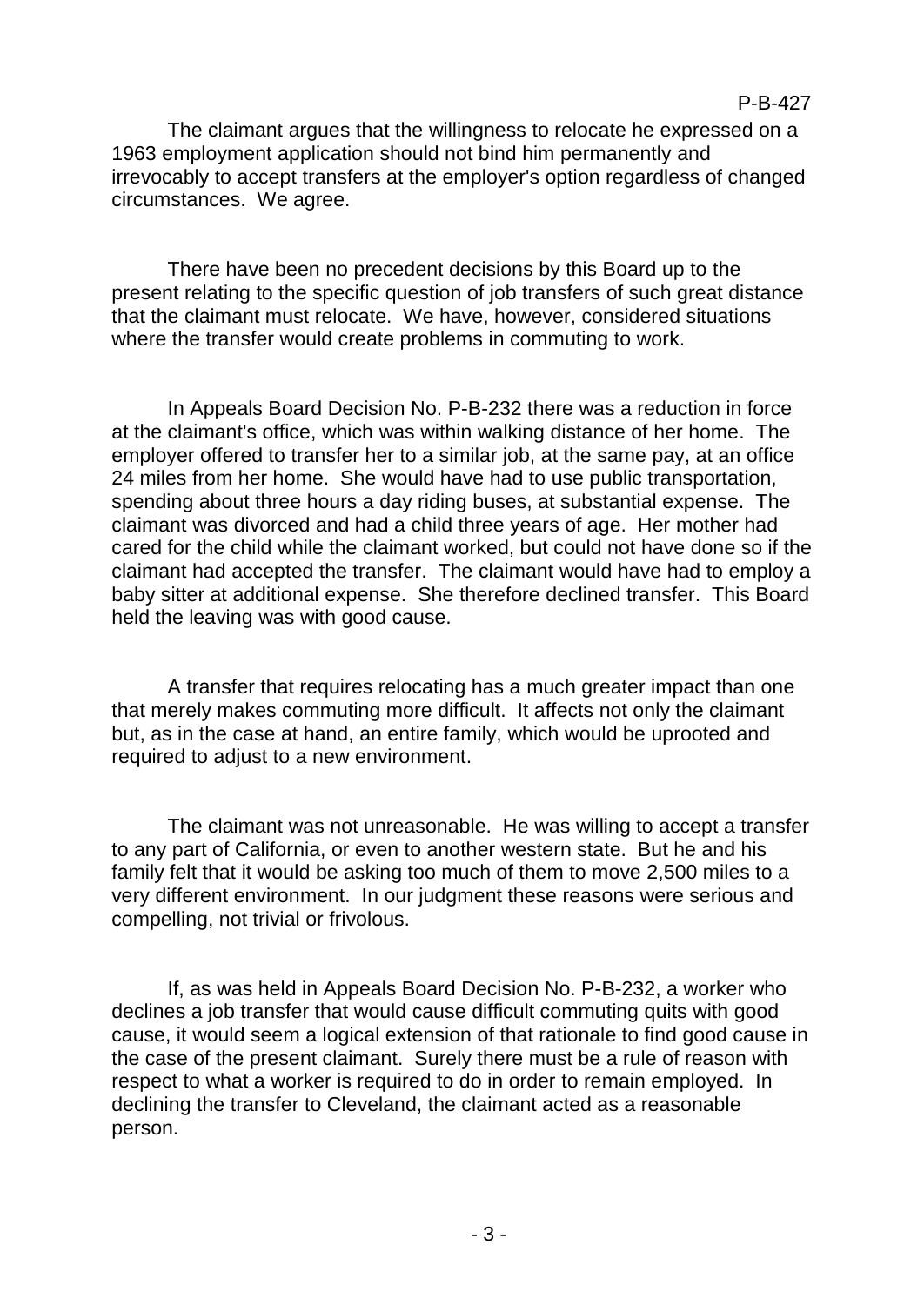The claimant argues that the willingness to relocate he expressed on a 1963 employment application should not bind him permanently and irrevocably to accept transfers at the employer's option regardless of changed circumstances. We agree.

There have been no precedent decisions by this Board up to the present relating to the specific question of job transfers of such great distance that the claimant must relocate. We have, however, considered situations where the transfer would create problems in commuting to work.

In Appeals Board Decision No. P-B-232 there was a reduction in force at the claimant's office, which was within walking distance of her home. The employer offered to transfer her to a similar job, at the same pay, at an office 24 miles from her home. She would have had to use public transportation, spending about three hours a day riding buses, at substantial expense. The claimant was divorced and had a child three years of age. Her mother had cared for the child while the claimant worked, but could not have done so if the claimant had accepted the transfer. The claimant would have had to employ a baby sitter at additional expense. She therefore declined transfer. This Board held the leaving was with good cause.

A transfer that requires relocating has a much greater impact than one that merely makes commuting more difficult. It affects not only the claimant but, as in the case at hand, an entire family, which would be uprooted and required to adjust to a new environment.

The claimant was not unreasonable. He was willing to accept a transfer to any part of California, or even to another western state. But he and his family felt that it would be asking too much of them to move 2,500 miles to a very different environment. In our judgment these reasons were serious and compelling, not trivial or frivolous.

If, as was held in Appeals Board Decision No. P-B-232, a worker who declines a job transfer that would cause difficult commuting quits with good cause, it would seem a logical extension of that rationale to find good cause in the case of the present claimant. Surely there must be a rule of reason with respect to what a worker is required to do in order to remain employed. In declining the transfer to Cleveland, the claimant acted as a reasonable person.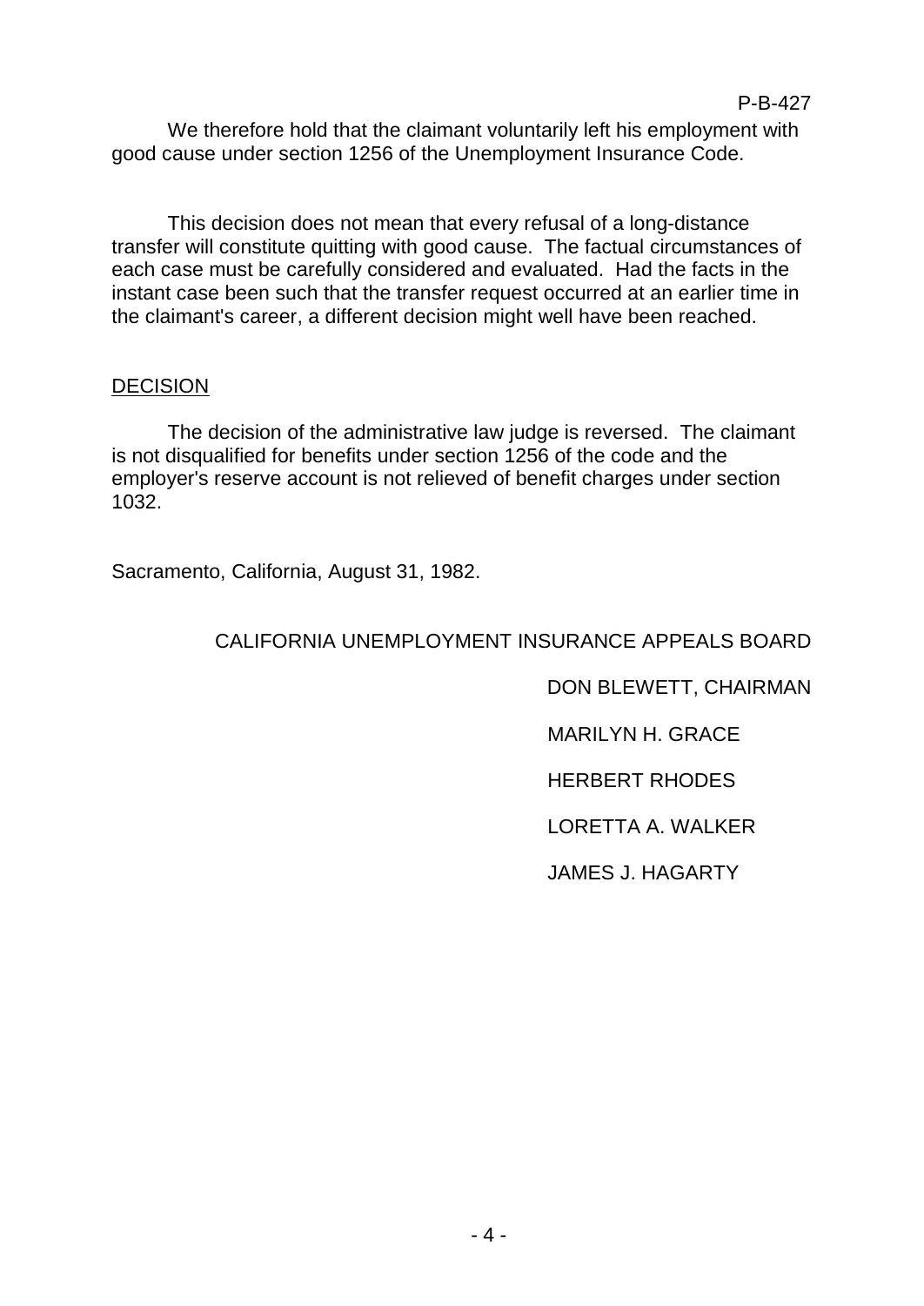We therefore hold that the claimant voluntarily left his employment with good cause under section 1256 of the Unemployment Insurance Code.

This decision does not mean that every refusal of a long-distance transfer will constitute quitting with good cause. The factual circumstances of each case must be carefully considered and evaluated. Had the facts in the instant case been such that the transfer request occurred at an earlier time in the claimant's career, a different decision might well have been reached.

## DECISION

The decision of the administrative law judge is reversed. The claimant is not disqualified for benefits under section 1256 of the code and the employer's reserve account is not relieved of benefit charges under section 1032.

Sacramento, California, August 31, 1982.

CALIFORNIA UNEMPLOYMENT INSURANCE APPEALS BOARD

DON BLEWETT, CHAIRMAN

MARILYN H. GRACE

HERBERT RHODES

LORETTA A. WALKER

JAMES J. HAGARTY